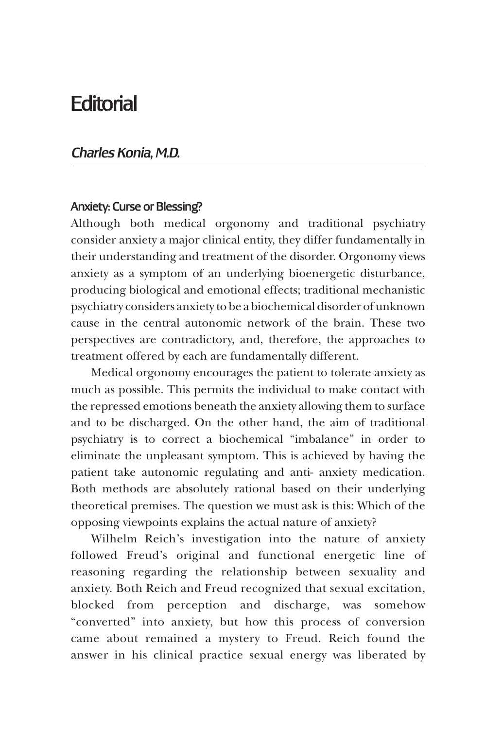# Editorial

## *Charles Konia, M.D.*

### Anxiety: Curse or Blessing?

Although both medical orgonomy and traditional psychiatry consider anxiety a major clinical entity, they differ fundamentally in their understanding and treatment of the disorder. Orgonomy views anxiety as a symptom of an underlying bioenergetic disturbance, producing biological and emotional effects; traditional mechanistic psychiatry considers anxiety to be a biochemical disorder of unknown cause in the central autonomic network of the brain. These two perspectives are contradictory, and, therefore, the approaches to treatment offered by each are fundamentally different.

Medical orgonomy encourages the patient to tolerate anxiety as much as possible. This permits the individual to make contact with the repressed emotions beneath the anxiety allowing them to surface and to be discharged. On the other hand, the aim of traditional psychiatry is to correct a biochemical "imbalance" in order to eliminate the unpleasant symptom. This is achieved by having the patient take autonomic regulating and anti- anxiety medication. Both methods are absolutely rational based on their underlying theoretical premises. The question we must ask is this: Which of the opposing viewpoints explains the actual nature of anxiety?

Wilhelm Reich's investigation into the nature of anxiety followed Freud's original and functional energetic line of reasoning regarding the relationship between sexuality and anxiety. Both Reich and Freud recognized that sexual excitation, blocked from perception and discharge, was somehow "converted" into anxiety, but how this process of conversion came about remained a mystery to Freud. Reich found the answer in his clinical practice sexual energy was liberated by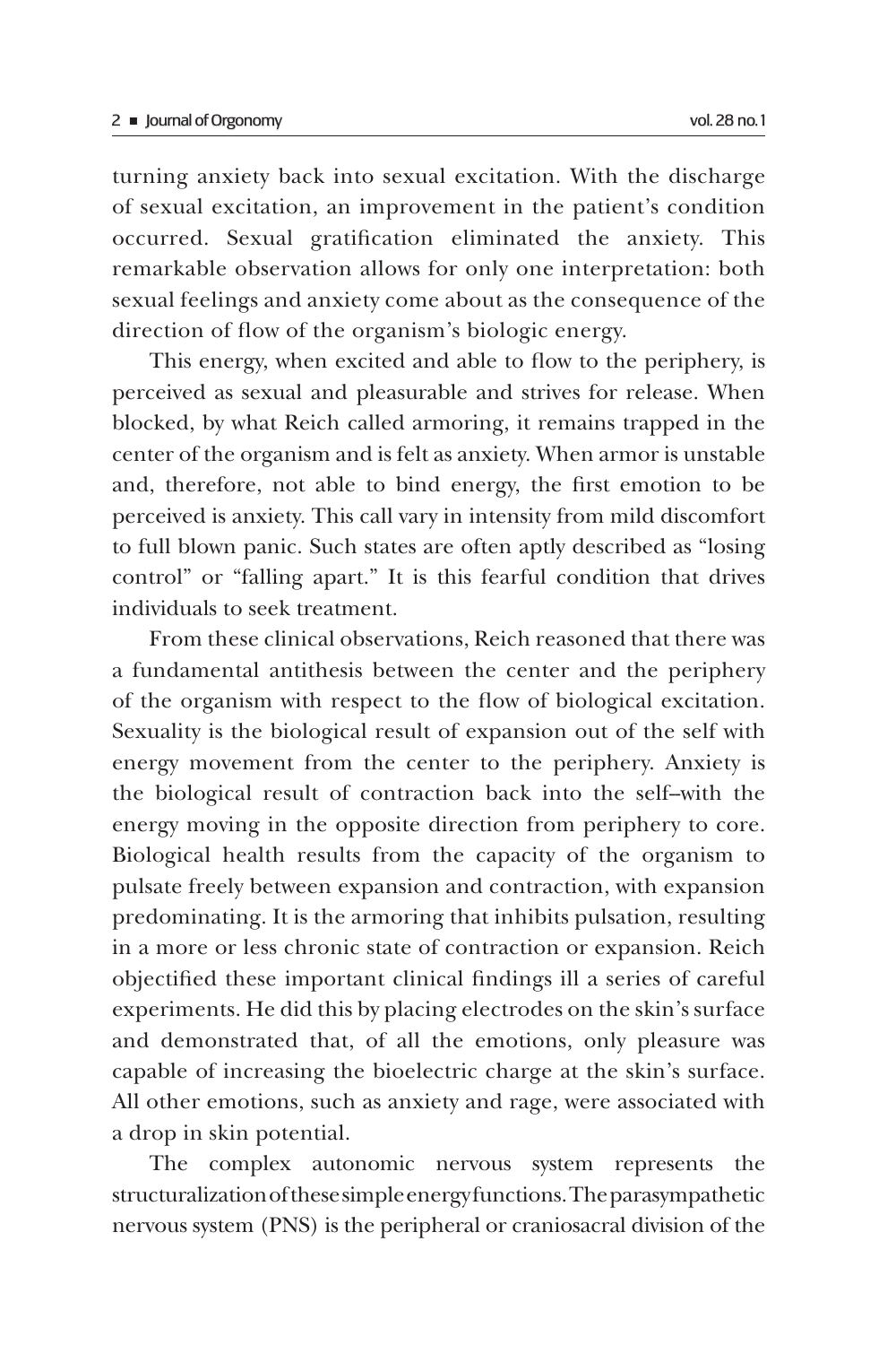turning anxiety back into sexual excitation. With the discharge of sexual excitation, an improvement in the patient's condition occurred. Sexual gratification eliminated the anxiety. This remarkable observation allows for only one interpretation: both sexual feelings and anxiety come about as the consequence of the direction of flow of the organism's biologic energy.

This energy, when excited and able to flow to the periphery, is perceived as sexual and pleasurable and strives for release. When blocked, by what Reich called armoring, it remains trapped in the center of the organism and is felt as anxiety. When armor is unstable and, therefore, not able to bind energy, the first emotion to be perceived is anxiety. This call vary in intensity from mild discomfort to full blown panic. Such states are often aptly described as "losing control" or "falling apart." It is this fearful condition that drives individuals to seek treatment.

From these clinical observations, Reich reasoned that there was a fundamental antithesis between the center and the periphery of the organism with respect to the flow of biological excitation. Sexuality is the biological result of expansion out of the self with energy movement from the center to the periphery. Anxiety is the biological result of contraction back into the self–with the energy moving in the opposite direction from periphery to core. Biological health results from the capacity of the organism to pulsate freely between expansion and contraction, with expansion predominating. It is the armoring that inhibits pulsation, resulting in a more or less chronic state of contraction or expansion. Reich objectified these important clinical findings ill a series of careful experiments. He did this by placing electrodes on the skin's surface and demonstrated that, of all the emotions, only pleasure was capable of increasing the bioelectric charge at the skin's surface. All other emotions, such as anxiety and rage, were associated with a drop in skin potential.

The complex autonomic nervous system represents the structuralization of these simple energy functions. The parasympathetic nervous system (PNS) is the peripheral or craniosacral division of the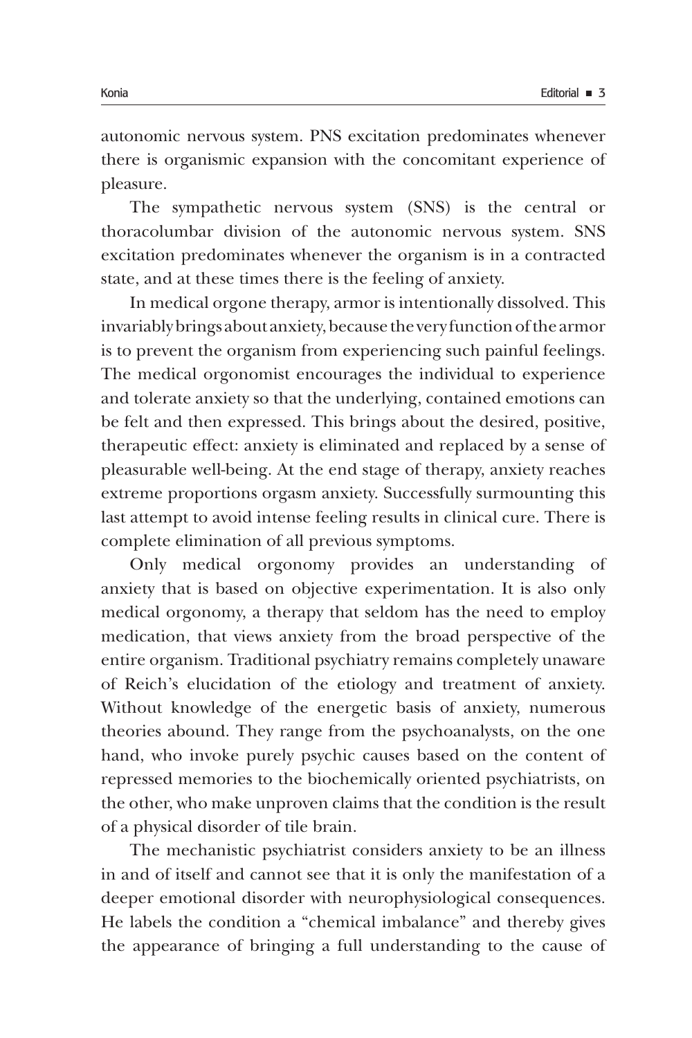autonomic nervous system. PNS excitation predominates whenever there is organismic expansion with the concomitant experience of pleasure.

The sympathetic nervous system (SNS) is the central or thoracolumbar division of the autonomic nervous system. SNS excitation predominates whenever the organism is in a contracted state, and at these times there is the feeling of anxiety.

In medical orgone therapy, armor is intentionally dissolved. This invariably brings about anxiety, because the very function of the armor is to prevent the organism from experiencing such painful feelings. The medical orgonomist encourages the individual to experience and tolerate anxiety so that the underlying, contained emotions can be felt and then expressed. This brings about the desired, positive, therapeutic effect: anxiety is eliminated and replaced by a sense of pleasurable well-being. At the end stage of therapy, anxiety reaches extreme proportions orgasm anxiety. Successfully surmounting this last attempt to avoid intense feeling results in clinical cure. There is complete elimination of all previous symptoms.

Only medical orgonomy provides an understanding of anxiety that is based on objective experimentation. It is also only medical orgonomy, a therapy that seldom has the need to employ medication, that views anxiety from the broad perspective of the entire organism. Traditional psychiatry remains completely unaware of Reich's elucidation of the etiology and treatment of anxiety. Without knowledge of the energetic basis of anxiety, numerous theories abound. They range from the psychoanalysts, on the one hand, who invoke purely psychic causes based on the content of repressed memories to the biochemically oriented psychiatrists, on the other, who make unproven claims that the condition is the result of a physical disorder of tile brain.

The mechanistic psychiatrist considers anxiety to be an illness in and of itself and cannot see that it is only the manifestation of a deeper emotional disorder with neurophysiological consequences. He labels the condition a "chemical imbalance" and thereby gives the appearance of bringing a full understanding to the cause of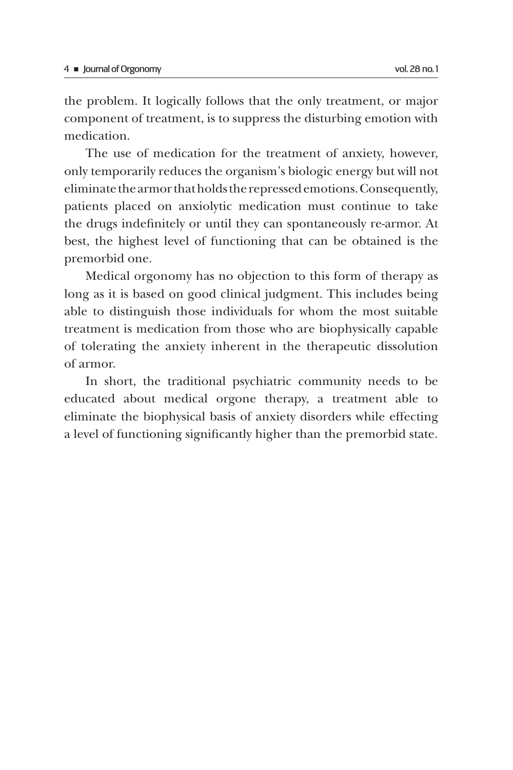the problem. It logically follows that the only treatment, or major component of treatment, is to suppress the disturbing emotion with medication.

The use of medication for the treatment of anxiety, however, only temporarily reduces the organism's biologic energy but will not eliminate the armor that holds the repressed emotions. Consequently, patients placed on anxiolytic medication must continue to take the drugs indefinitely or until they can spontaneously re-armor. At best, the highest level of functioning that can be obtained is the premorbid one.

Medical orgonomy has no objection to this form of therapy as long as it is based on good clinical judgment. This includes being able to distinguish those individuals for whom the most suitable treatment is medication from those who are biophysically capable of tolerating the anxiety inherent in the therapeutic dissolution of armor.

In short, the traditional psychiatric community needs to be educated about medical orgone therapy, a treatment able to eliminate the biophysical basis of anxiety disorders while effecting a level of functioning significantly higher than the premorbid state.